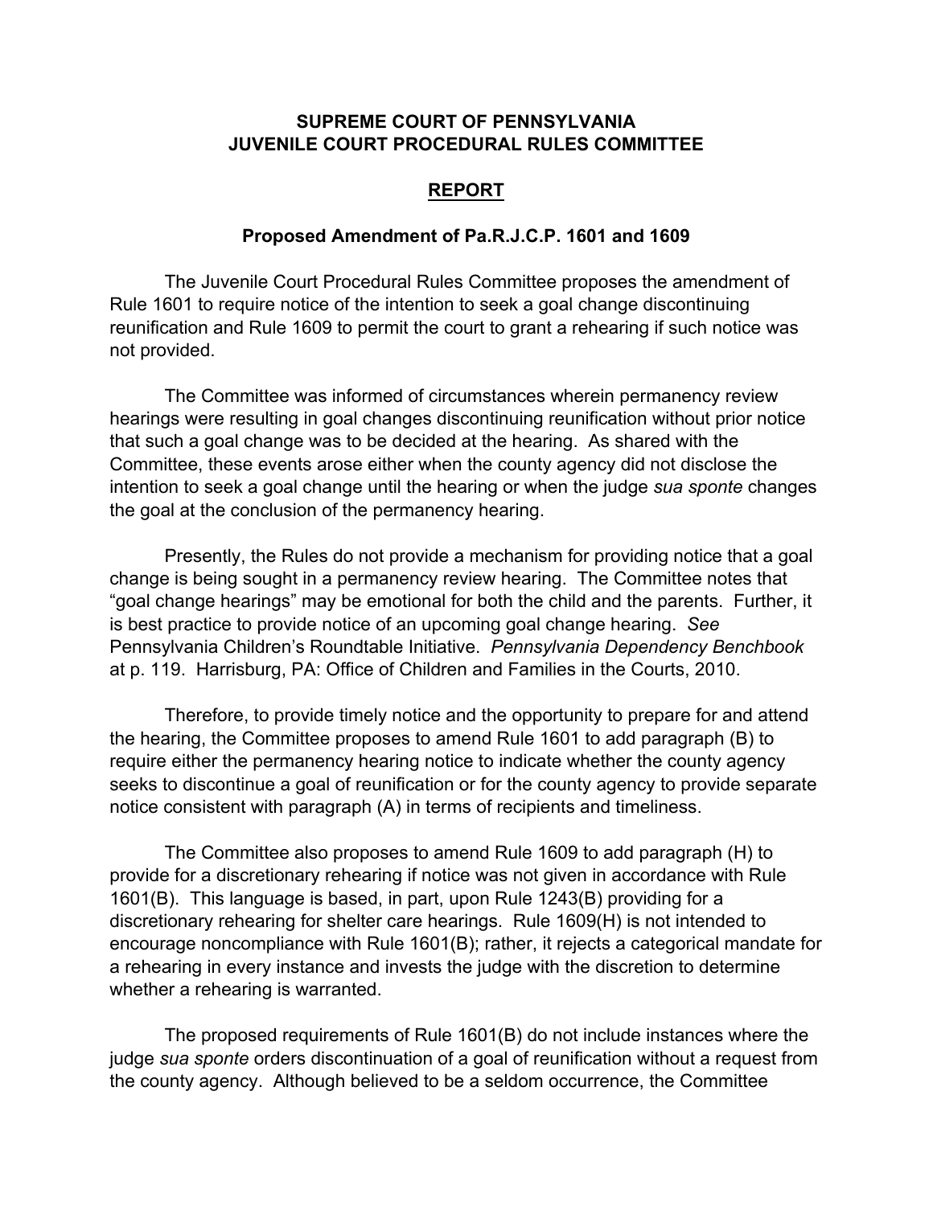# SUPREME COURT OF PENNSYLVANIA
# JUVENILE COURT PROCEDURAL RULES COMMITTEE

## REPORT

### Proposed Amendment of Pa.R.J.C.P. 1601 and 1609

The Juvenile Court Procedural Rules Committee proposes the amendment of Rule 1601 to require notice of the intention to seek a goal change discontinuing reunification and Rule 1609 to permit the court to grant a rehearing if such notice was not provided.

The Committee was informed of circumstances wherein permanency review hearings were resulting in goal changes discontinuing reunification without prior notice that such a goal change was to be decided at the hearing. As shared with the Committee, these events arose either when the county agency did not disclose the intention to seek a goal change until the hearing or when the judge *sua sponte* changes the goal at the conclusion of the permanency hearing.

Presently, the Rules do not provide a mechanism for providing notice that a goal change is being sought in a permanency review hearing. The Committee notes that "goal change hearings" may be emotional for both the child and the parents. Further, it is best practice to provide notice of an upcoming goal change hearing. *See* Pennsylvania Children's Roundtable Initiative. *Pennsylvania Dependency Benchbook* at p. 119. Harrisburg, PA: Office of Children and Families in the Courts, 2010.

Therefore, to provide timely notice and the opportunity to prepare for and attend the hearing, the Committee proposes to amend Rule 1601 to add paragraph (B) to require either the permanency hearing notice to indicate whether the county agency seeks to discontinue a goal of reunification or for the county agency to provide separate notice consistent with paragraph (A) in terms of recipients and timeliness.

The Committee also proposes to amend Rule 1609 to add paragraph (H) to provide for a discretionary rehearing if notice was not given in accordance with Rule 1601(B). This language is based, in part, upon Rule 1243(B) providing for a discretionary rehearing for shelter care hearings. Rule 1609(H) is not intended to encourage noncompliance with Rule 1601(B); rather, it rejects a categorical mandate for a rehearing in every instance and invests the judge with the discretion to determine whether a rehearing is warranted.

The proposed requirements of Rule 1601(B) do not include instances where the judge *sua sponte* orders discontinuation of a goal of reunification without a request from the county agency. Although believed to be a seldom occurrence, the Committee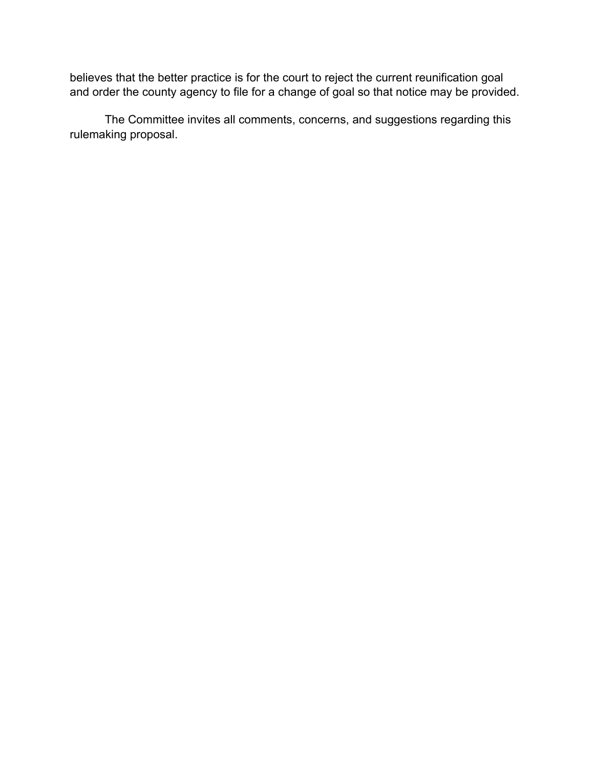believes that the better practice is for the court to reject the current reunification goal and order the county agency to file for a change of goal so that notice may be provided.

The Committee invites all comments, concerns, and suggestions regarding this rulemaking proposal.